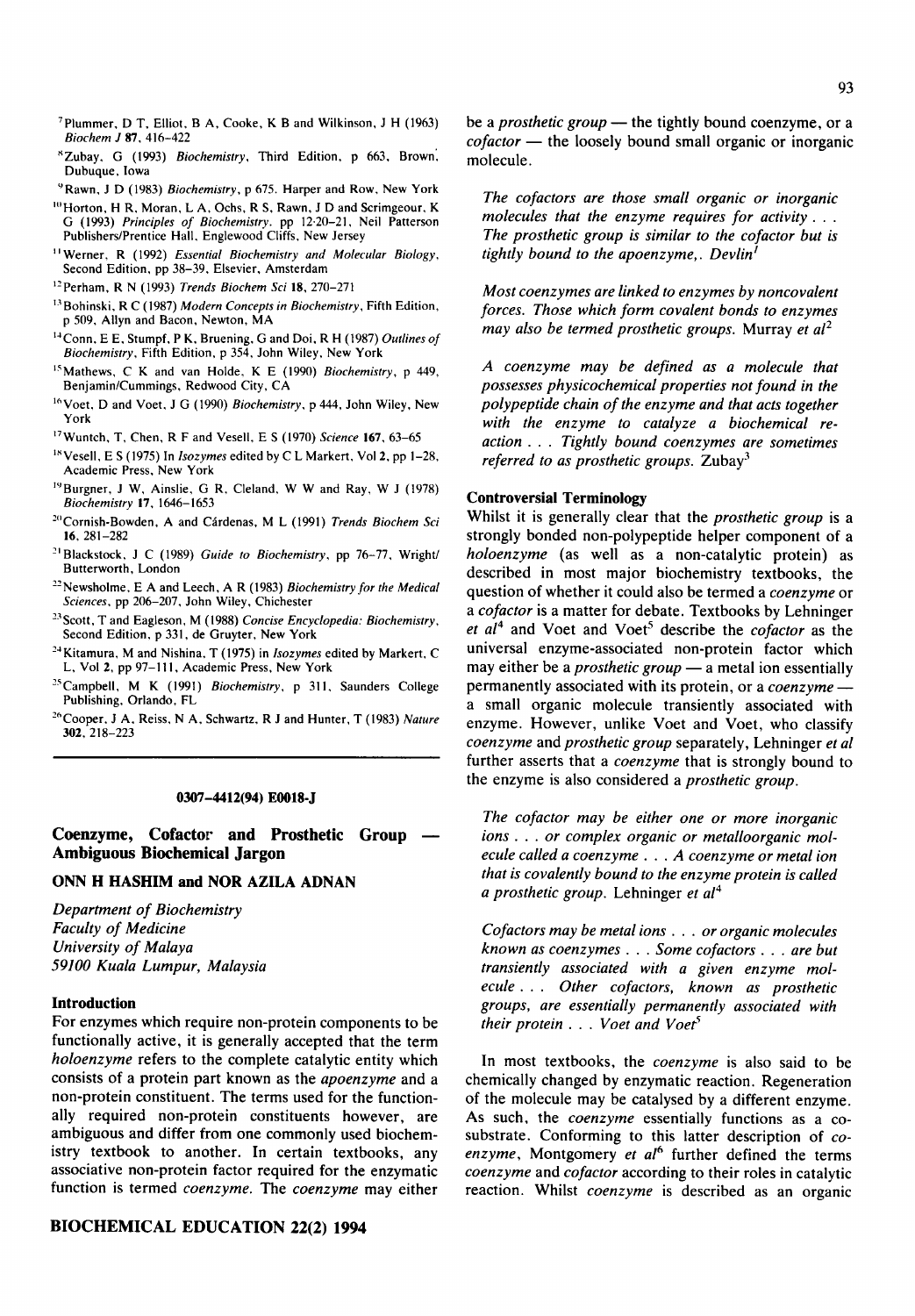[7] Plummer, D T, Elliot, B A, Cooke, K B and Wilkinson, J H (1963) *Biochem J* **87**, 416–422

[8] Zubay, G (1993) *Biochemistry*, Third Edition, p 663, Brown, Dubuque, Iowa

[9] Rawn, J D (1983) *Biochemistry*, p 675. Harper and Row, New York

[10] Horton, H R, Moran, L A, Ochs, R S, Rawn, J D and Scrimgeour, K G (1993) *Principles of Biochemistry*. pp 12·20–21, Neil Patterson Publishers/Prentice Hall, Englewood Cliffs, New Jersey

[11] Werner, R (1992) *Essential Biochemistry and Molecular Biology*, Second Edition, pp 38–39, Elsevier, Amsterdam

[12] Perham, R N (1993) *Trends Biochem Sci* **18**, 270–271

[13] Bohinski, R C (1987) *Modern Concepts in Biochemistry*, Fifth Edition, p 509, Allyn and Bacon, Newton, MA

[14] Conn, E E, Stumpf, P K, Bruening, G and Doi, R H (1987) *Outlines of Biochemistry*, Fifth Edition, p 354, John Wiley, New York

[15] Mathews, C K and van Holde, K E (1990) *Biochemistry*, p 449, Benjamin/Cummings, Redwood City, CA

[16] Voet, D and Voet, J G (1990) *Biochemistry*, p 444, John Wiley, New York

[17] Wuntch, T, Chen, R F and Vesell, E S (1970) *Science* **167**, 63–65

[18] Vesell, E S (1975) In *Isozymes* edited by C L Markert, Vol 2, pp 1–28, Academic Press, New York

[19] Burgner, J W, Ainslie, G R, Cleland, W W and Ray, W J (1978) *Biochemistry* **17**, 1646–1653

[20] Cornish-Bowden, A and Cárdenas, M L (1991) *Trends Biochem Sci* **16**, 281–282

[21] Blackstock, J C (1989) *Guide to Biochemistry*, pp 76–77, Wright/Butterworth, London

[22] Newsholme, E A and Leech, A R (1983) *Biochemistry for the Medical Sciences*, pp 206–207, John Wiley, Chichester

[23] Scott, T and Eagleson, M (1988) *Concise Encyclopedia: Biochemistry*, Second Edition, p 331, de Gruyter, New York

[24] Kitamura, M and Nishina, T (1975) in *Isozymes* edited by Markert, C L, Vol 2, pp 97–111, Academic Press, New York

[25] Campbell, M K (1991) *Biochemistry*, p 311, Saunders College Publishing, Orlando, FL

[26] Cooper, J A, Reiss, N A, Schwartz, R J and Hunter, T (1983) *Nature* **302**, 218–223

---

**0307-4412(94) E0018-J**

# Coenzyme, Cofactor and Prosthetic Group — Ambiguous Biochemical Jargon

**ONN H HASHIM and NOR AZILA ADNAN**

*Department of Biochemistry*
*Faculty of Medicine*
*University of Malaya*
*59100 Kuala Lumpur, Malaysia*

## Introduction

For enzymes which require non-protein components to be functionally active, it is generally accepted that the term *holoenzyme* refers to the complete catalytic entity which consists of a protein part known as the *apoenzyme* and a non-protein constituent. The terms used for the functionally required non-protein constituents however, are ambiguous and differ from one commonly used biochemistry textbook to another. In certain textbooks, any associative non-protein factor required for the enzymatic function is termed *coenzyme*. The *coenzyme* may either be a *prosthetic group* — the tightly bound coenzyme, or a *cofactor* — the loosely bound small organic or inorganic molecule.

> *The cofactors are those small organic or inorganic molecules that the enzyme requires for activity . . . The prosthetic group is similar to the cofactor but is tightly bound to the apoenzyme,. Devlin*[1]

> *Most coenzymes are linked to enzymes by noncovalent forces. Those which form covalent bonds to enzymes may also be termed prosthetic groups.* Murray *et al*[2]

> *A coenzyme may be defined as a molecule that possesses physicochemical properties not found in the polypeptide chain of the enzyme and that acts together with the enzyme to catalyze a biochemical reaction . . . Tightly bound coenzymes are sometimes referred to as prosthetic groups.* Zubay[3]

## Controversial Terminology

Whilst it is generally clear that the *prosthetic group* is a strongly bonded non-polypeptide helper component of a *holoenzyme* (as well as a non-catalytic protein) as described in most major biochemistry textbooks, the question of whether it could also be termed a *coenzyme* or a *cofactor* is a matter for debate. Textbooks by Lehninger *et al*[4] and Voet and Voet[5] describe the *cofactor* as the universal enzyme-associated non-protein factor which may either be a *prosthetic group* — a metal ion essentially permanently associated with its protein, or a *coenzyme* — a small organic molecule transiently associated with enzyme. However, unlike Voet and Voet, who classify *coenzyme* and *prosthetic group* separately, Lehninger *et al* further asserts that a *coenzyme* that is strongly bound to the enzyme is also considered a *prosthetic group*.

> *The cofactor may be either one or more inorganic ions . . . or complex organic or metalloorganic molecule called a coenzyme . . . A coenzyme or metal ion that is covalently bound to the enzyme protein is called a prosthetic group.* Lehninger *et al*[4]

> *Cofactors may be metal ions . . . or organic molecules known as coenzymes . . . Some cofactors . . . are but transiently associated with a given enzyme molecule . . . Other cofactors, known as prosthetic groups, are essentially permanently associated with their protein . . . Voet and Voet*[5]

In most textbooks, the *coenzyme* is also said to be chemically changed by enzymatic reaction. Regeneration of the molecule may be catalysed by a different enzyme. As such, the *coenzyme* essentially functions as a co-substrate. Conforming to this latter description of *coenzyme*, Montgomery *et al*[6] further defined the terms *coenzyme* and *cofactor* according to their roles in catalytic reaction. Whilst *coenzyme* is described as an organic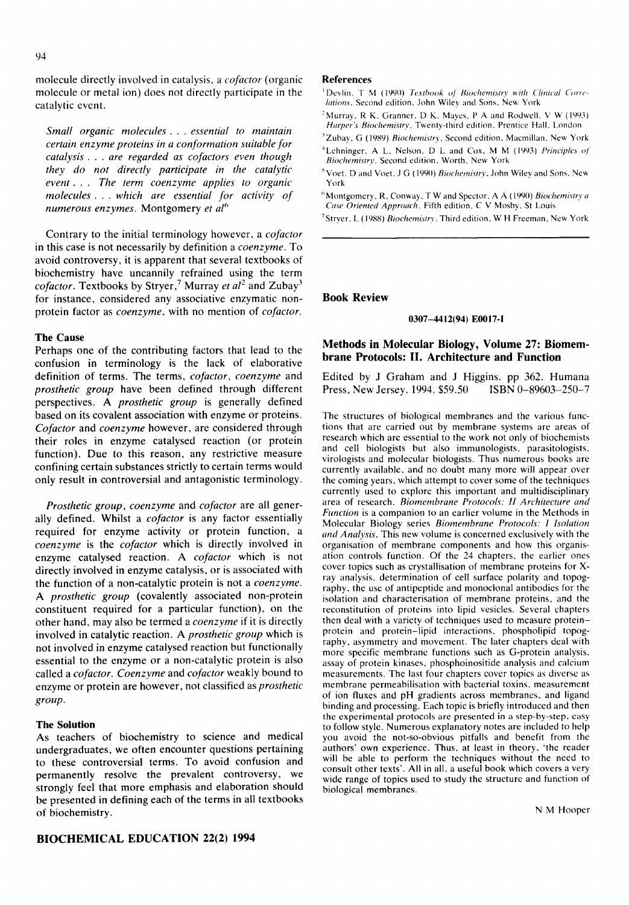molecule directly involved in catalysis, a *cofactor* (organic molecule or metal ion) does not directly participate in the catalytic event.

> *Small organic molecules . . . essential to maintain certain enzyme proteins in a conformation suitable for catalysis . . . are regarded as cofactors even though they do not directly participate in the catalytic event . . . The term coenzyme applies to organic molecules . . . which are essential for activity of numerous enzymes.* Montgomery *et al*[6]

Contrary to the initial terminology however, a *cofactor* in this case is not necessarily by definition a *coenzyme*. To avoid controversy, it is apparent that several textbooks of biochemistry have uncannily refrained using the term *cofactor*. Textbooks by Stryer,[7] Murray *et al*[2] and Zubay[3] for instance, considered any associative enzymatic non-protein factor as *coenzyme*, with no mention of *cofactor*.

### The Cause

Perhaps one of the contributing factors that lead to the confusion in terminology is the lack of elaborative definition of terms. The terms, *cofactor*, *coenzyme* and *prosthetic group* have been defined through different perspectives. A *prosthetic group* is generally defined based on its covalent association with enzyme or proteins. *Cofactor* and *coenzyme* however, are considered through their roles in enzyme catalysed reaction (or protein function). Due to this reason, any restrictive measure confining certain substances strictly to certain terms would only result in controversial and antagonistic terminology.

*Prosthetic group*, *coenzyme* and *cofactor* are all generally defined. Whilst a *cofactor* is any factor essentially required for enzyme activity or protein function, a *coenzyme* is the *cofactor* which is directly involved in enzyme catalysed reaction. A *cofactor* which is not directly involved in enzyme catalysis, or is associated with the function of a non-catalytic protein is not a *coenzyme*. A *prosthetic group* (covalently associated non-protein constituent required for a particular function), on the other hand, may also be termed a *coenzyme* if it is directly involved in catalytic reaction. A *prosthetic group* which is not involved in enzyme catalysed reaction but functionally essential to the enzyme or a non-catalytic protein is also called a *cofactor*. *Coenzyme* and *cofactor* weakly bound to enzyme or protein are however, not classified as *prosthetic group*.

### The Solution

As teachers of biochemistry to science and medical undergraduates, we often encounter questions pertaining to these controversial terms. To avoid confusion and permanently resolve the prevalent controversy, we strongly feel that more emphasis and elaboration should be presented in defining each of the terms in all textbooks of biochemistry.

### References

[1] Devlin, T M (1990) *Textbook of Biochemistry with Clinical Correlations*. Second edition. John Wiley and Sons, New York

[2] Murray, R K, Granner, D K, Mayes, P A and Rodwell, V W (1993) *Harper's Biochemistry*. Twenty-third edition. Prentice Hall, London

[3] Zubay, G (1989) *Biochemistry*. Second edition. Macmillan, New York

[4] Lehninger, A L, Nelson, D L and Cox, M M (1993) *Principles of Biochemistry*. Second edition. Worth, New York

[5] Voet, D and Voet, J G (1990) *Biochemistry*. John Wiley and Sons, New York

[6] Montgomery, R, Conway, T W and Spector, A A (1990) *Biochemistry a Case Oriented Approach*. Fifth edition. C V Mosby, St Louis

[7] Stryer, L (1988) *Biochemistry*. Third edition. W H Freeman, New York

## Book Review

**0307–4412(94) E0017-I**

### Methods in Molecular Biology, Volume 27: Biomembrane Protocols: II. Architecture and Function

Edited by J Graham and J Higgins. pp 362. Humana Press, New Jersey. 1994. $59.50 ISBN 0–89603–250–7

The structures of biological membranes and the various functions that are carried out by membrane systems are areas of research which are essential to the work not only of biochemists and cell biologists but also immunologists, parasitologists, virologists and molecular biologists. Thus numerous books are currently available, and no doubt many more will appear over the coming years, which attempt to cover some of the techniques currently used to explore this important and multidisciplinary area of research. *Biomembrane Protocols: II Architecture and Function* is a companion to an earlier volume in the Methods in Molecular Biology series *Biomembrane Protocols: I Isolation and Analysis*. This new volume is concerned exclusively with the organisation of membrane components and how this organisation controls function. Of the 24 chapters, the earlier ones cover topics such as crystallisation of membrane proteins for X-ray analysis, determination of cell surface polarity and topography, the use of antipeptide and monoclonal antibodies for the isolation and characterisation of membrane proteins, and the reconstitution of proteins into lipid vesicles. Several chapters then deal with a variety of techniques used to measure protein–protein and protein–lipid interactions, phospholipid topography, asymmetry and movement. The later chapters deal with more specific membrane functions such as G-protein analysis, assay of protein kinases, phosphoinositide analysis and calcium measurements. The last four chapters cover topics as diverse as membrane permeabilisation with bacterial toxins, measurement of ion fluxes and pH gradients across membranes, and ligand binding and processing. Each topic is briefly introduced and then the experimental protocols are presented in a step-by-step, easy to follow style. Numerous explanatory notes are included to help you avoid the not-so-obvious pitfalls and benefit from the authors' own experience. Thus, at least in theory, 'the reader will be able to perform the techniques without the need to consult other texts'. All in all, a useful book which covers a very wide range of topics used to study the structure and function of biological membranes.

N M Hooper